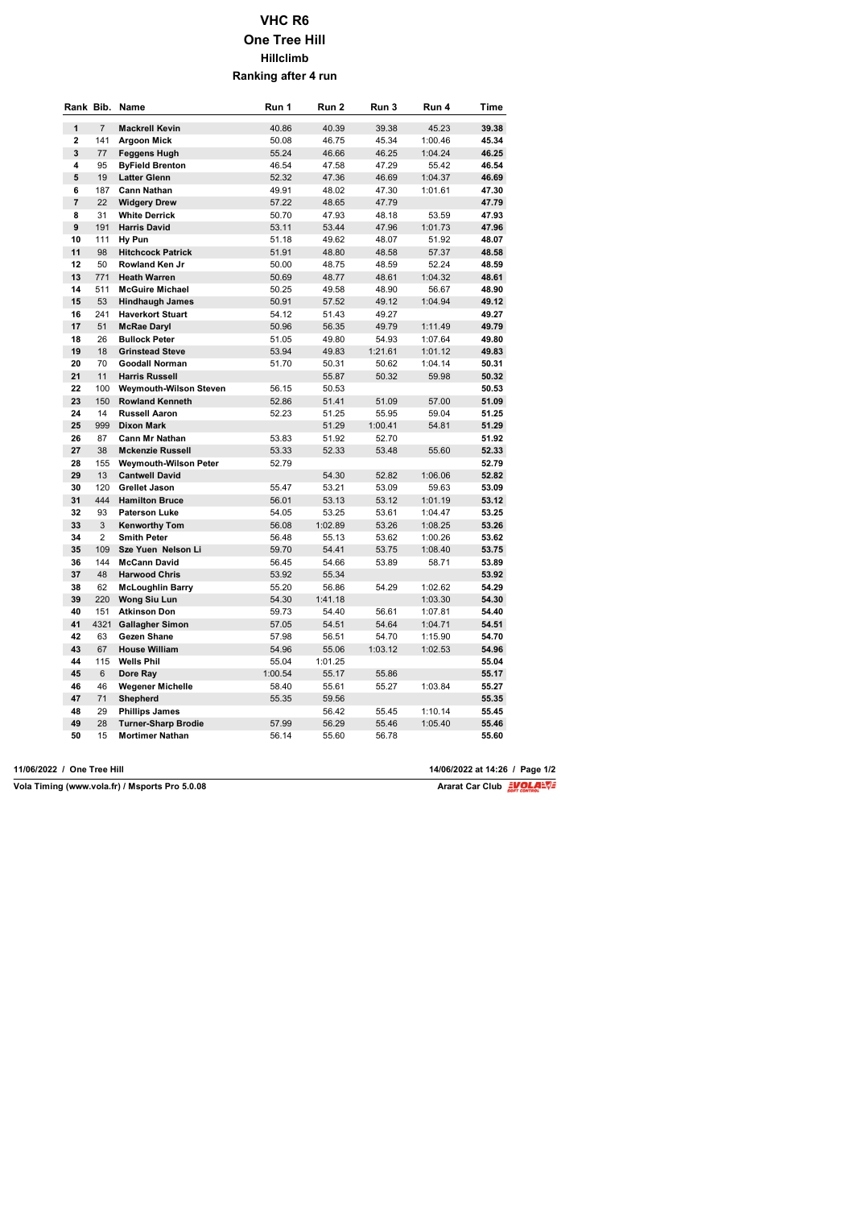# VHC R6

## One Tree Hill

### Hillclimb

### Ranking after 4 run

| Rank | Bib. | Name | Run 1 | Run 2 | Run 3 | Run 4 | Time |
|---|---|---|---|---|---|---|---|
| 1 | 7 | **Mackrell Kevin** | 40.86 | 40.39 | 39.38 | 45.23 | **39.38** |
| 2 | 141 | **Argoon Mick** | 50.08 | 46.75 | 45.34 | 1:00.46 | **45.34** |
| 3 | 77 | **Feggens Hugh** | 55.24 | 46.66 | 46.25 | 1:04.24 | **46.25** |
| 4 | 95 | **ByField Brenton** | 46.54 | 47.58 | 47.29 | 55.42 | **46.54** |
| 5 | 19 | **Latter Glenn** | 52.32 | 47.36 | 46.69 | 1:04.37 | **46.69** |
| 6 | 187 | **Cann Nathan** | 49.91 | 48.02 | 47.30 | 1:01.61 | **47.30** |
| 7 | 22 | **Widgery Drew** | 57.22 | 48.65 | 47.79 | | **47.79** |
| 8 | 31 | **White Derrick** | 50.70 | 47.93 | 48.18 | 53.59 | **47.93** |
| 9 | 191 | **Harris David** | 53.11 | 53.44 | 47.96 | 1:01.73 | **47.96** |
| 10 | 111 | **Hy Pun** | 51.18 | 49.62 | 48.07 | 51.92 | **48.07** |
| 11 | 98 | **Hitchcock Patrick** | 51.91 | 48.80 | 48.58 | 57.37 | **48.58** |
| 12 | 50 | **Rowland Ken Jr** | 50.00 | 48.75 | 48.59 | 52.24 | **48.59** |
| 13 | 771 | **Heath Warren** | 50.69 | 48.77 | 48.61 | 1:04.32 | **48.61** |
| 14 | 511 | **McGuire Michael** | 50.25 | 49.58 | 48.90 | 56.67 | **48.90** |
| 15 | 53 | **Hindhaugh James** | 50.91 | 57.52 | 49.12 | 1:04.94 | **49.12** |
| 16 | 241 | **Haverkort Stuart** | 54.12 | 51.43 | 49.27 | | **49.27** |
| 17 | 51 | **McRae Daryl** | 50.96 | 56.35 | 49.79 | 1:11.49 | **49.79** |
| 18 | 26 | **Bullock Peter** | 51.05 | 49.80 | 54.93 | 1:07.64 | **49.80** |
| 19 | 18 | **Grinstead Steve** | 53.94 | 49.83 | 1:21.61 | 1:01.12 | **49.83** |
| 20 | 70 | **Goodall Norman** | 51.70 | 50.31 | 50.62 | 1:04.14 | **50.31** |
| 21 | 11 | **Harris Russell** | | 55.87 | 50.32 | 59.98 | **50.32** |
| 22 | 100 | **Weymouth-Wilson Steven** | 56.15 | 50.53 | | | **50.53** |
| 23 | 150 | **Rowland Kenneth** | 52.86 | 51.41 | 51.09 | 57.00 | **51.09** |
| 24 | 14 | **Russell Aaron** | 52.23 | 51.25 | 55.95 | 59.04 | **51.25** |
| 25 | 999 | **Dixon Mark** | | 51.29 | 1:00.41 | 54.81 | **51.29** |
| 26 | 87 | **Cann Mr Nathan** | 53.83 | 51.92 | 52.70 | | **51.92** |
| 27 | 38 | **Mckenzie Russell** | 53.33 | 52.33 | 53.48 | 55.60 | **52.33** |
| 28 | 155 | **Weymouth-Wilson Peter** | 52.79 | | | | **52.79** |
| 29 | 13 | **Cantwell David** | | 54.30 | 52.82 | 1:06.06 | **52.82** |
| 30 | 120 | **Grellet Jason** | 55.47 | 53.21 | 53.09 | 59.63 | **53.09** |
| 31 | 444 | **Hamilton Bruce** | 56.01 | 53.13 | 53.12 | 1:01.19 | **53.12** |
| 32 | 93 | **Paterson Luke** | 54.05 | 53.25 | 53.61 | 1:04.47 | **53.25** |
| 33 | 3 | **Kenworthy Tom** | 56.08 | 1:02.89 | 53.26 | 1:08.25 | **53.26** |
| 34 | 2 | **Smith Peter** | 56.48 | 55.13 | 53.62 | 1:00.26 | **53.62** |
| 35 | 109 | **Sze Yuen Nelson Li** | 59.70 | 54.41 | 53.75 | 1:08.40 | **53.75** |
| 36 | 144 | **McCann David** | 56.45 | 54.66 | 53.89 | 58.71 | **53.89** |
| 37 | 48 | **Harwood Chris** | 53.92 | 55.34 | | | **53.92** |
| 38 | 62 | **McLoughlin Barry** | 55.20 | 56.86 | 54.29 | 1:02.62 | **54.29** |
| 39 | 220 | **Wong Siu Lun** | 54.30 | 1:41.18 | | 1:03.30 | **54.30** |
| 40 | 151 | **Atkinson Don** | 59.73 | 54.40 | 56.61 | 1:07.81 | **54.40** |
| 41 | 4321 | **Gallagher Simon** | 57.05 | 54.51 | 54.64 | 1:04.71 | **54.51** |
| 42 | 63 | **Gezen Shane** | 57.98 | 56.51 | 54.70 | 1:15.90 | **54.70** |
| 43 | 67 | **House William** | 54.96 | 55.06 | 1:03.12 | 1:02.53 | **54.96** |
| 44 | 115 | **Wells Phil** | 55.04 | 1:01.25 | | | **55.04** |
| 45 | 6 | **Dore Ray** | 1:00.54 | 55.17 | 55.86 | | **55.17** |
| 46 | 46 | **Wegener Michelle** | 58.40 | 55.61 | 55.27 | 1:03.84 | **55.27** |
| 47 | 71 | **Shepherd** | 55.35 | 59.56 | | | **55.35** |
| 48 | 29 | **Phillips James** | | 56.42 | 55.45 | 1:10.14 | **55.45** |
| 49 | 28 | **Turner-Sharp Brodie** | 57.99 | 56.29 | 55.46 | 1:05.40 | **55.46** |
| 50 | 15 | **Mortimer Nathan** | 56.14 | 55.60 | 56.78 | | **55.60** |

**11/06/2022 / One Tree Hill** **14/06/2022 at 14:26**

**Vola Timing (www.vola.fr) / Msports Pro 5.0.08** **Ararat Car Club**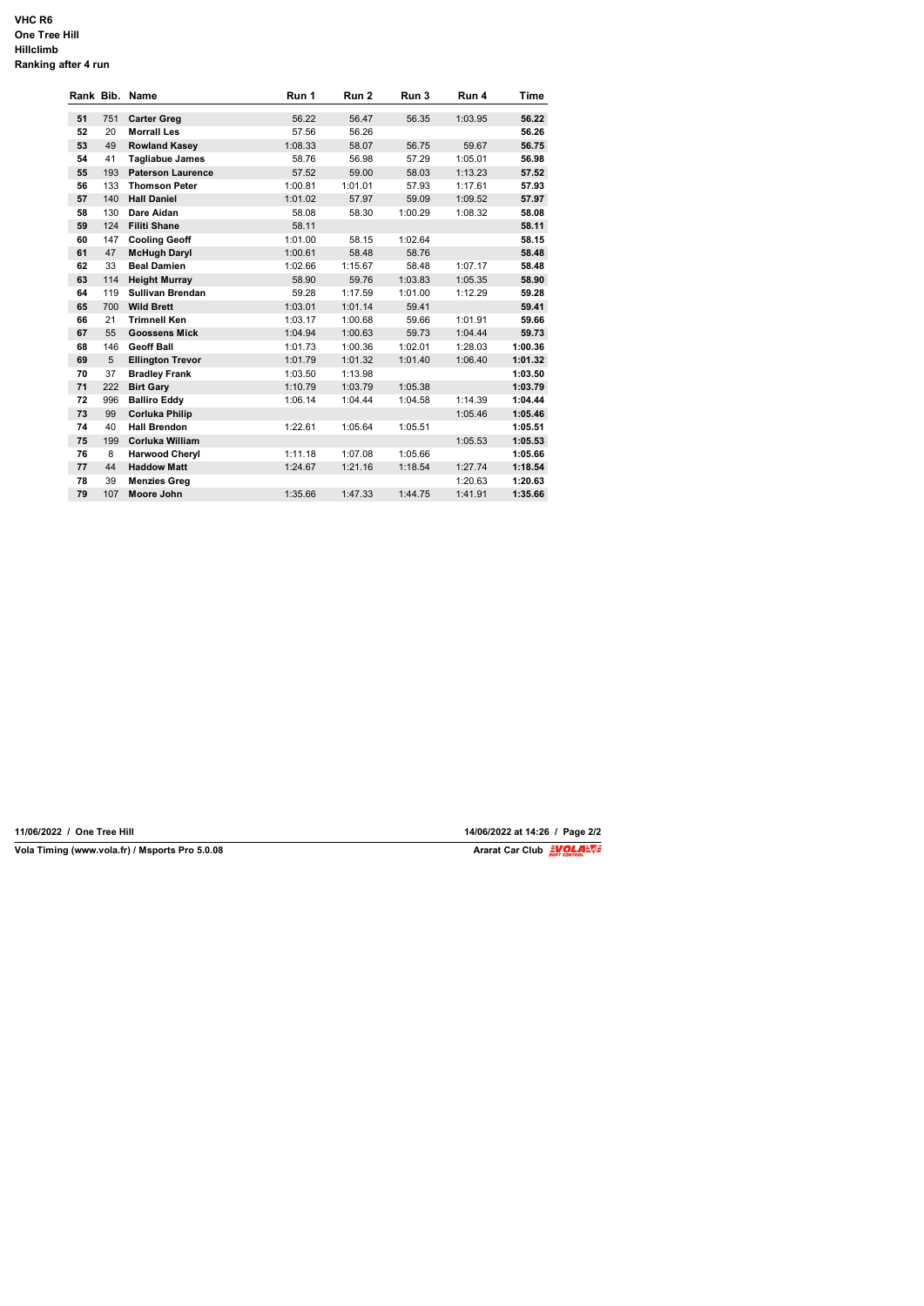**VHC R6**
**One Tree Hill**
**Hillclimb**
**Ranking after 4 run**

| Rank | Bib. | Name | Run 1 | Run 2 | Run 3 | Run 4 | Time |
|---|---|---|---|---|---|---|---|
| 51 | 751 | **Carter Greg** | 56.22 | 56.47 | 56.35 | 1:03.95 | **56.22** |
| 52 | 20 | **Morrall Les** | 57.56 | 56.26 | | | **56.26** |
| 53 | 49 | **Rowland Kasey** | 1:08.33 | 58.07 | 56.75 | 59.67 | **56.75** |
| 54 | 41 | **Tagliabue James** | 58.76 | 56.98 | 57.29 | 1:05.01 | **56.98** |
| 55 | 193 | **Paterson Laurence** | 57.52 | 59.00 | 58.03 | 1:13.23 | **57.52** |
| 56 | 133 | **Thomson Peter** | 1:00.81 | 1:01.01 | 57.93 | 1:17.61 | **57.93** |
| 57 | 140 | **Hall Daniel** | 1:01.02 | 57.97 | 59.09 | 1:09.52 | **57.97** |
| 58 | 130 | **Dare Aidan** | 58.08 | 58.30 | 1:00.29 | 1:08.32 | **58.08** |
| 59 | 124 | **Filiti Shane** | 58.11 | | | | **58.11** |
| 60 | 147 | **Cooling Geoff** | 1:01.00 | 58.15 | 1:02.64 | | **58.15** |
| 61 | 47 | **McHugh Daryl** | 1:00.61 | 58.48 | 58.76 | | **58.48** |
| 62 | 33 | **Beal Damien** | 1:02.66 | 1:15.67 | 58.48 | 1:07.17 | **58.48** |
| 63 | 114 | **Height Murray** | 58.90 | 59.76 | 1:03.83 | 1:05.35 | **58.90** |
| 64 | 119 | **Sullivan Brendan** | 59.28 | 1:17.59 | 1:01.00 | 1:12.29 | **59.28** |
| 65 | 700 | **Wild Brett** | 1:03.01 | 1:01.14 | 59.41 | | **59.41** |
| 66 | 21 | **Trimnell Ken** | 1:03.17 | 1:00.68 | 59.66 | 1:01.91 | **59.66** |
| 67 | 55 | **Goossens Mick** | 1:04.94 | 1:00.63 | 59.73 | 1:04.44 | **59.73** |
| 68 | 146 | **Geoff Ball** | 1:01.73 | 1:00.36 | 1:02.01 | 1:28.03 | **1:00.36** |
| 69 | 5 | **Ellington Trevor** | 1:01.79 | 1:01.32 | 1:01.40 | 1:06.40 | **1:01.32** |
| 70 | 37 | **Bradley Frank** | 1:03.50 | 1:13.98 | | | **1:03.50** |
| 71 | 222 | **Birt Gary** | 1:10.79 | 1:03.79 | 1:05.38 | | **1:03.79** |
| 72 | 996 | **Balliro Eddy** | 1:06.14 | 1:04.44 | 1:04.58 | 1:14.39 | **1:04.44** |
| 73 | 99 | **Corluka Philip** | | | | 1:05.46 | **1:05.46** |
| 74 | 40 | **Hall Brendon** | 1:22.61 | 1:05.64 | 1:05.51 | | **1:05.51** |
| 75 | 199 | **Corluka William** | | | | 1:05.53 | **1:05.53** |
| 76 | 8 | **Harwood Cheryl** | 1:11.18 | 1:07.08 | 1:05.66 | | **1:05.66** |
| 77 | 44 | **Haddow Matt** | 1:24.67 | 1:21.16 | 1:18.54 | 1:27.74 | **1:18.54** |
| 78 | 39 | **Menzies Greg** | | | | 1:20.63 | **1:20.63** |
| 79 | 107 | **Moore John** | 1:35.66 | 1:47.33 | 1:44.75 | 1:41.91 | **1:35.66** |

**11/06/2022 / One Tree Hill** **14/06/2022 at 14:26**

**Vola Timing (www.vola.fr) / Msports Pro 5.0.08** **Ararat Car Club**